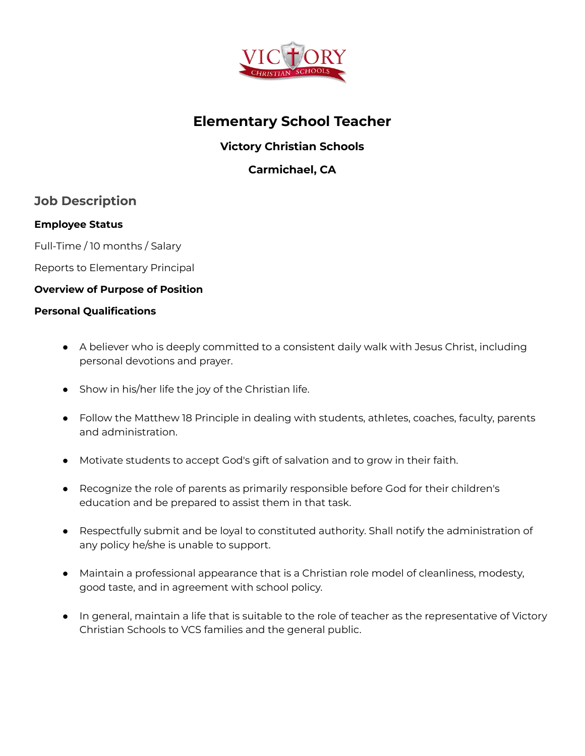# Elementary School Teacher

### Victory Christian Schools

### Carmichael, CA

## Job Description

**Employee Status**

Full-Time / 10 months / Salary

Reports to Elementary Principal

**Overview of Purpose of Position**

**Personal Qualifications**

- A believer who is deeply committed to a consistent daily walk with Jesus Christ, including personal devotions and prayer.
- Show in his/her life the joy of the Christian life.
- Follow the Matthew 18 Principle in dealing with students, athletes, coaches, faculty, parents and administration.
- Motivate students to accept God's gift of salvation and to grow in their faith.
- Recognize the role of parents as primarily responsible before God for their children's education and be prepared to assist them in that task.
- Respectfully submit and be loyal to constituted authority. Shall notify the administration of any policy he/she is unable to support.
- Maintain a professional appearance that is a Christian role model of cleanliness, modesty, good taste, and in agreement with school policy.
- In general, maintain a life that is suitable to the role of teacher as the representative of Victory Christian Schools to VCS families and the general public.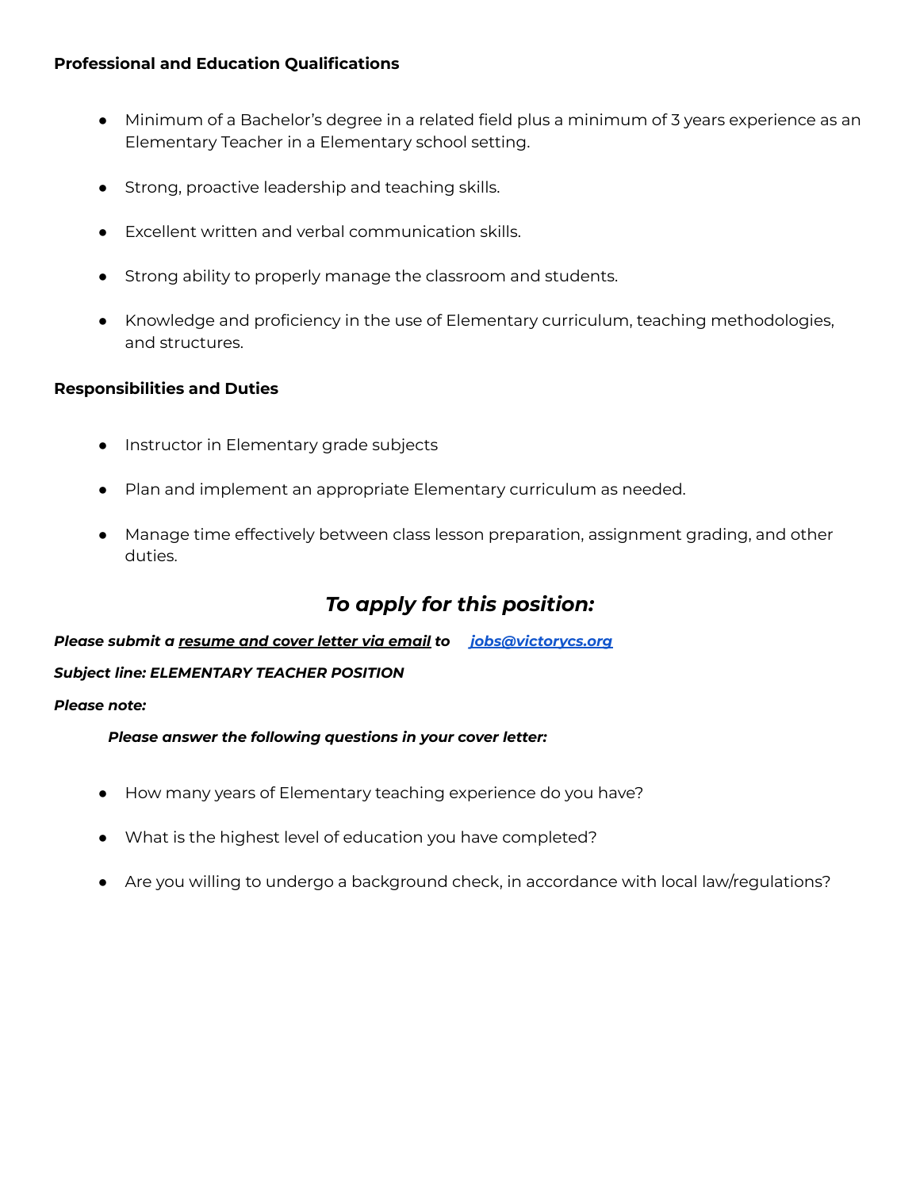**Professional and Education Qualifications**

- Minimum of a Bachelor's degree in a related field plus a minimum of 3 years experience as an Elementary Teacher in a Elementary school setting.
- Strong, proactive leadership and teaching skills.
- Excellent written and verbal communication skills.
- Strong ability to properly manage the classroom and students.
- Knowledge and proficiency in the use of Elementary curriculum, teaching methodologies, and structures.

**Responsibilities and Duties**

- Instructor in Elementary grade subjects
- Plan and implement an appropriate Elementary curriculum as needed.
- Manage time effectively between class lesson preparation, assignment grading, and other duties.

## ***To apply for this position:***

***Please submit a resume and cover letter via email to [jobs@victorycs.org](mailto:jobs@victorycs.org)***

***Subject line: ELEMENTARY TEACHER POSITION***

***Please note:***

***Please answer the following questions in your cover letter:***

- How many years of Elementary teaching experience do you have?
- What is the highest level of education you have completed?
- Are you willing to undergo a background check, in accordance with local law/regulations?